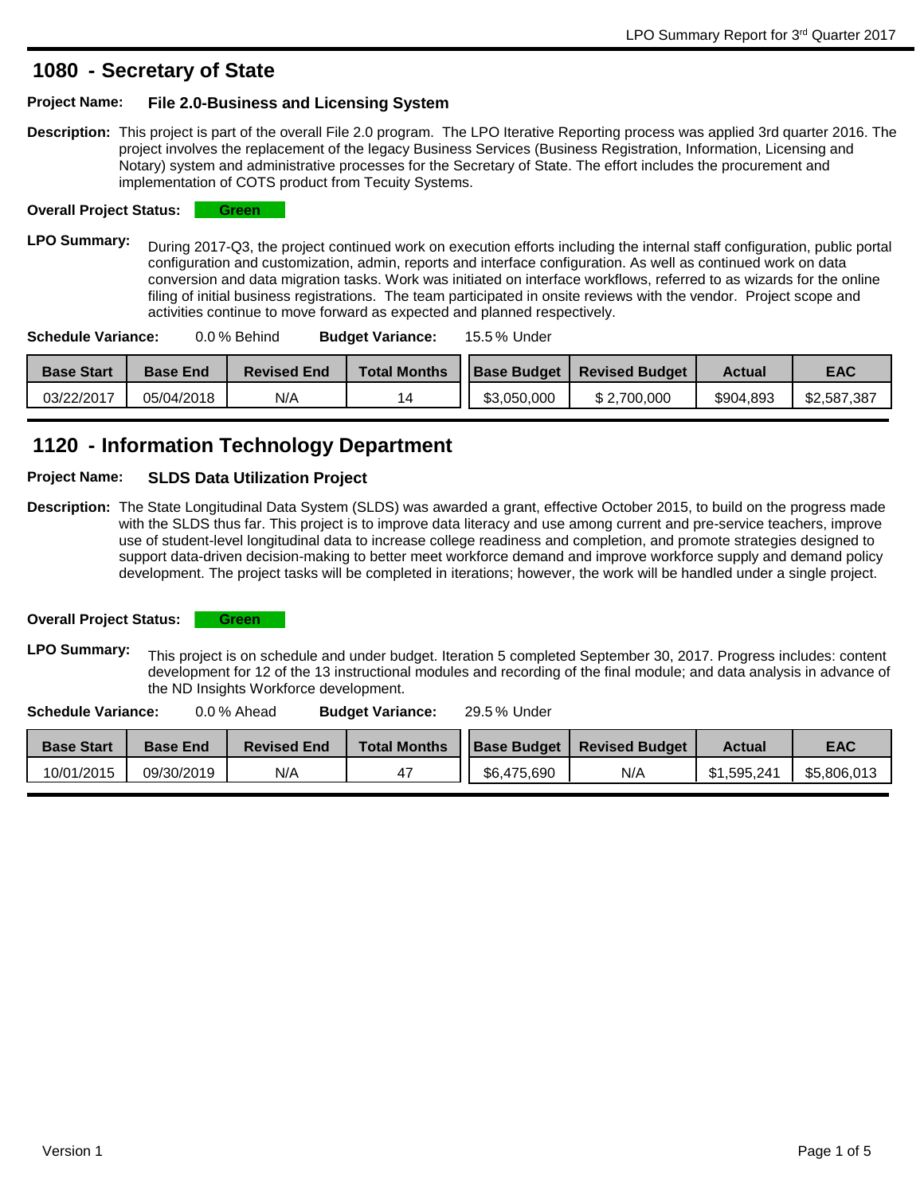## 1080 - Secretary of State

**Project Name:** **File 2.0-Business and Licensing System**

**Description:** This project is part of the overall File 2.0 program. The LPO Iterative Reporting process was applied 3rd quarter 2016. The project involves the replacement of the legacy Business Services (Business Registration, Information, Licensing and Notary) system and administrative processes for the Secretary of State. The effort includes the procurement and implementation of COTS product from Tecuity Systems.

**Overall Project Status:** Green

**LPO Summary:** During 2017-Q3, the project continued work on execution efforts including the internal staff configuration, public portal configuration and customization, admin, reports and interface configuration. As well as continued work on data conversion and data migration tasks. Work was initiated on interface workflows, referred to as wizards for the online filing of initial business registrations. The team participated in onsite reviews with the vendor. Project scope and activities continue to move forward as expected and planned respectively.

**Schedule Variance:** 0.0 % Behind **Budget Variance:** 15.5 % Under

| Base Start | Base End | Revised End | Total Months | Base Budget | Revised Budget | Actual | EAC |
|---|---|---|---|---|---|---|---|
| 03/22/2017 | 05/04/2018 | N/A | 14 | $3,050,000 | $ 2,700,000 | $904,893 | $2,587,387 |

## 1120 - Information Technology Department

**Project Name:** **SLDS Data Utilization Project**

**Description:** The State Longitudinal Data System (SLDS) was awarded a grant, effective October 2015, to build on the progress made with the SLDS thus far. This project is to improve data literacy and use among current and pre-service teachers, improve use of student-level longitudinal data to increase college readiness and completion, and promote strategies designed to support data-driven decision-making to better meet workforce demand and improve workforce supply and demand policy development. The project tasks will be completed in iterations; however, the work will be handled under a single project.

**Overall Project Status:** Green

**LPO Summary:** This project is on schedule and under budget. Iteration 5 completed September 30, 2017. Progress includes: content development for 12 of the 13 instructional modules and recording of the final module; and data analysis in advance of the ND Insights Workforce development.

**Schedule Variance:** 0.0 % Ahead **Budget Variance:** 29.5 % Under

| Base Start | Base End | Revised End | Total Months | Base Budget | Revised Budget | Actual | EAC |
|---|---|---|---|---|---|---|---|
| 10/01/2015 | 09/30/2019 | N/A | 47 | $6,475,690 | N/A | $1,595,241 | $5,806,013 |

Version 1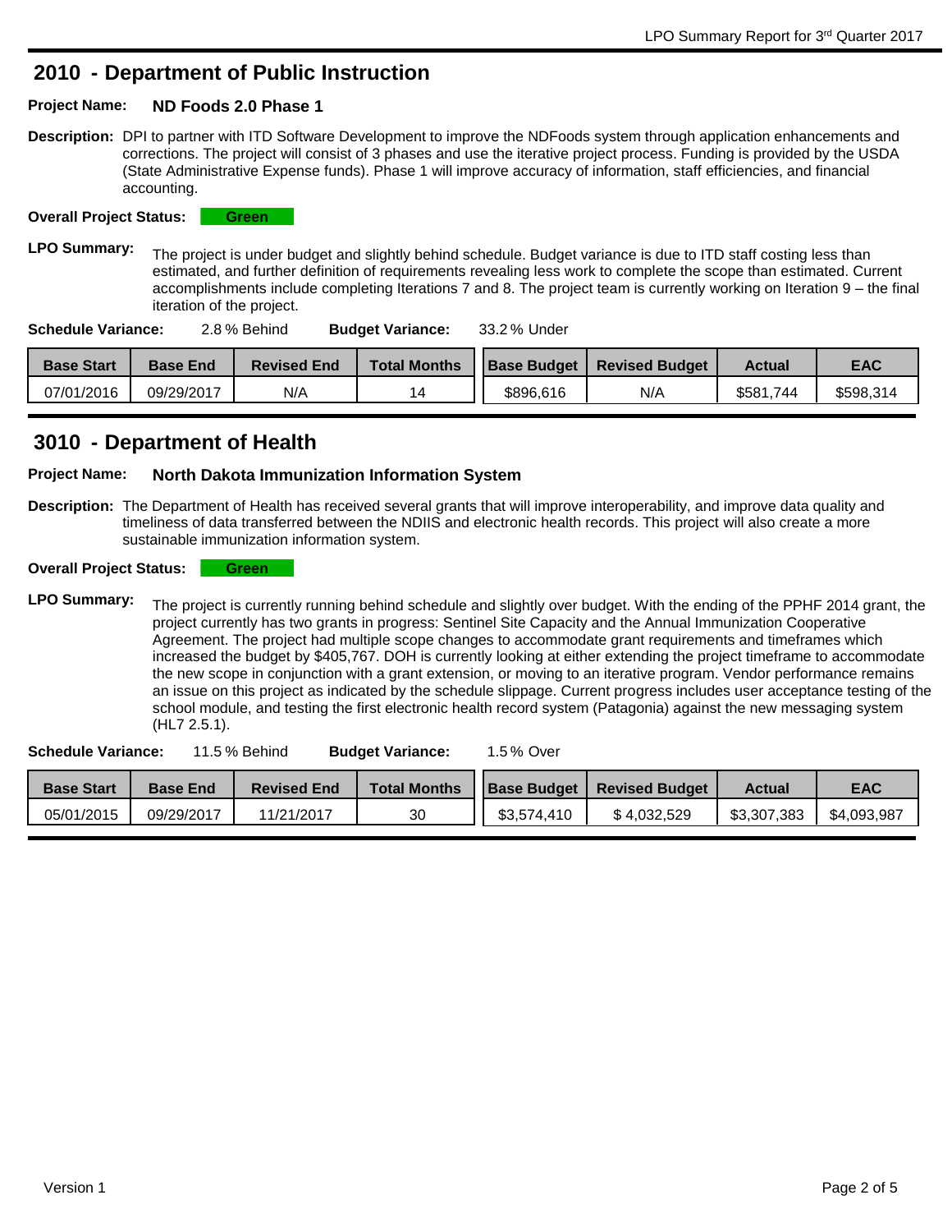## 2010 - Department of Public Instruction

**Project Name:** **ND Foods 2.0 Phase 1**

**Description:** DPI to partner with ITD Software Development to improve the NDFoods system through application enhancements and corrections. The project will consist of 3 phases and use the iterative project process. Funding is provided by the USDA (State Administrative Expense funds). Phase 1 will improve accuracy of information, staff efficiencies, and financial accounting.

**Overall Project Status:** Green

**LPO Summary:** The project is under budget and slightly behind schedule. Budget variance is due to ITD staff costing less than estimated, and further definition of requirements revealing less work to complete the scope than estimated. Current accomplishments include completing Iterations 7 and 8. The project team is currently working on Iteration 9 – the final iteration of the project.

**Schedule Variance:** 2.8 % Behind **Budget Variance:** 33.2 % Under

| Base Start | Base End | Revised End | Total Months | Base Budget | Revised Budget | Actual | EAC |
|---|---|---|---|---|---|---|---|
| 07/01/2016 | 09/29/2017 | N/A | 14 | $896,616 | N/A | $581,744 | $598,314 |

## 3010 - Department of Health

**Project Name:** **North Dakota Immunization Information System**

**Description:** The Department of Health has received several grants that will improve interoperability, and improve data quality and timeliness of data transferred between the NDIIS and electronic health records. This project will also create a more sustainable immunization information system.

**Overall Project Status:** Green

**LPO Summary:** The project is currently running behind schedule and slightly over budget. With the ending of the PPHF 2014 grant, the project currently has two grants in progress: Sentinel Site Capacity and the Annual Immunization Cooperative Agreement. The project had multiple scope changes to accommodate grant requirements and timeframes which increased the budget by $405,767. DOH is currently looking at either extending the project timeframe to accommodate the new scope in conjunction with a grant extension, or moving to an iterative program. Vendor performance remains an issue on this project as indicated by the schedule slippage. Current progress includes user acceptance testing of the school module, and testing the first electronic health record system (Patagonia) against the new messaging system (HL7 2.5.1).

**Schedule Variance:** 11.5 % Behind **Budget Variance:** 1.5 % Over

| Base Start | Base End | Revised End | Total Months | Base Budget | Revised Budget | Actual | EAC |
|---|---|---|---|---|---|---|---|
| 05/01/2015 | 09/29/2017 | 11/21/2017 | 30 | $3,574,410 | $ 4,032,529 | $3,307,383 | $4,093,987 |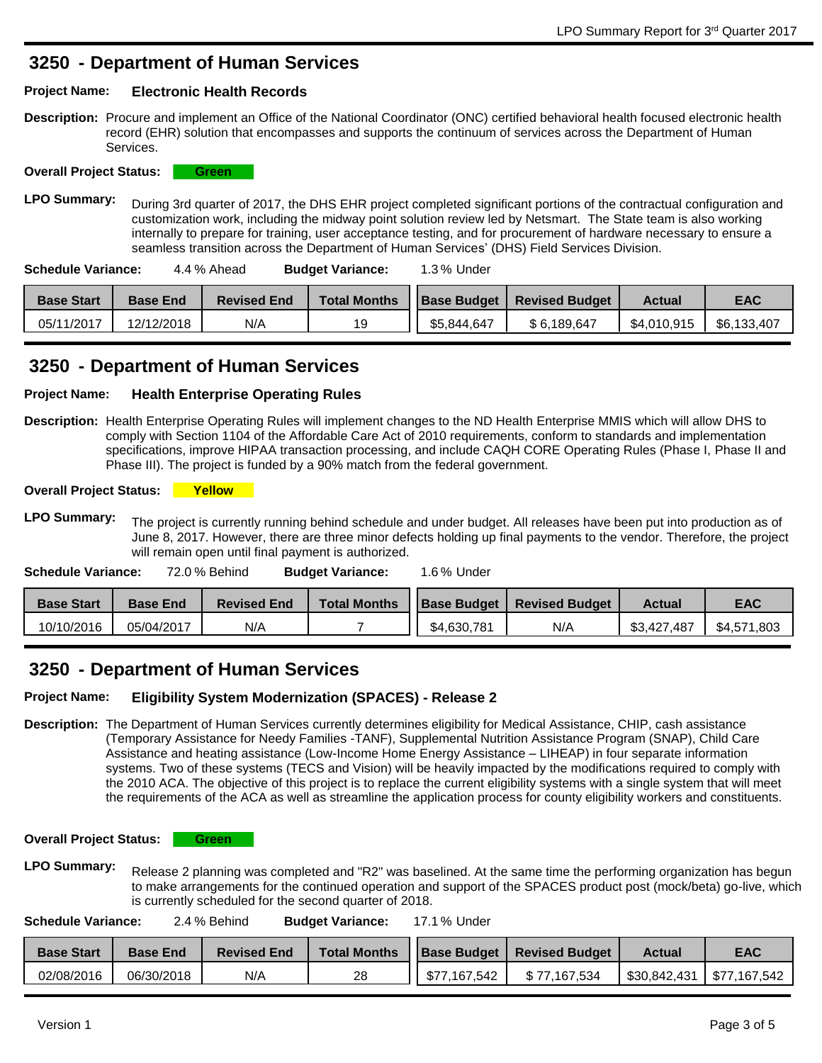## 3250 - Department of Human Services

**Project Name:** **Electronic Health Records**

**Description:** Procure and implement an Office of the National Coordinator (ONC) certified behavioral health focused electronic health record (EHR) solution that encompasses and supports the continuum of services across the Department of Human Services.

**Overall Project Status:** **Green**

**LPO Summary:** During 3rd quarter of 2017, the DHS EHR project completed significant portions of the contractual configuration and customization work, including the midway point solution review led by Netsmart. The State team is also working internally to prepare for training, user acceptance testing, and for procurement of hardware necessary to ensure a seamless transition across the Department of Human Services' (DHS) Field Services Division.

**Schedule Variance:** 4.4 % Ahead **Budget Variance:** 1.3 % Under

| Base Start | Base End | Revised End | Total Months | Base Budget | Revised Budget | Actual | EAC |
|---|---|---|---|---|---|---|---|
| 05/11/2017 | 12/12/2018 | N/A | 19 | $5,844,647 | $ 6,189,647 | $4,010,915 | $6,133,407 |

## 3250 - Department of Human Services

**Project Name:** **Health Enterprise Operating Rules**

**Description:** Health Enterprise Operating Rules will implement changes to the ND Health Enterprise MMIS which will allow DHS to comply with Section 1104 of the Affordable Care Act of 2010 requirements, conform to standards and implementation specifications, improve HIPAA transaction processing, and include CAQH CORE Operating Rules (Phase I, Phase II and Phase III). The project is funded by a 90% match from the federal government.

**Overall Project Status:** **Yellow**

**LPO Summary:** The project is currently running behind schedule and under budget. All releases have been put into production as of June 8, 2017. However, there are three minor defects holding up final payments to the vendor. Therefore, the project will remain open until final payment is authorized.

**Schedule Variance:** 72.0 % Behind **Budget Variance:** 1.6 % Under

| Base Start | Base End | Revised End | Total Months | Base Budget | Revised Budget | Actual | EAC |
|---|---|---|---|---|---|---|---|
| 10/10/2016 | 05/04/2017 | N/A | 7 | $4,630,781 | N/A | $3,427,487 | $4,571,803 |

## 3250 - Department of Human Services

**Project Name:** **Eligibility System Modernization (SPACES) - Release 2**

**Description:** The Department of Human Services currently determines eligibility for Medical Assistance, CHIP, cash assistance (Temporary Assistance for Needy Families -TANF), Supplemental Nutrition Assistance Program (SNAP), Child Care Assistance and heating assistance (Low-Income Home Energy Assistance – LIHEAP) in four separate information systems. Two of these systems (TECS and Vision) will be heavily impacted by the modifications required to comply with the 2010 ACA. The objective of this project is to replace the current eligibility systems with a single system that will meet the requirements of the ACA as well as streamline the application process for county eligibility workers and constituents.

**Overall Project Status:** **Green**

**LPO Summary:** Release 2 planning was completed and "R2" was baselined. At the same time the performing organization has begun to make arrangements for the continued operation and support of the SPACES product post (mock/beta) go-live, which is currently scheduled for the second quarter of 2018.

**Schedule Variance:** 2.4 % Behind **Budget Variance:** 17.1 % Under

| Base Start | Base End | Revised End | Total Months | Base Budget | Revised Budget | Actual | EAC |
|---|---|---|---|---|---|---|---|
| 02/08/2016 | 06/30/2018 | N/A | 28 | $77,167,542 | $ 77,167,534 | $30,842,431 | $77,167,542 |

Version 1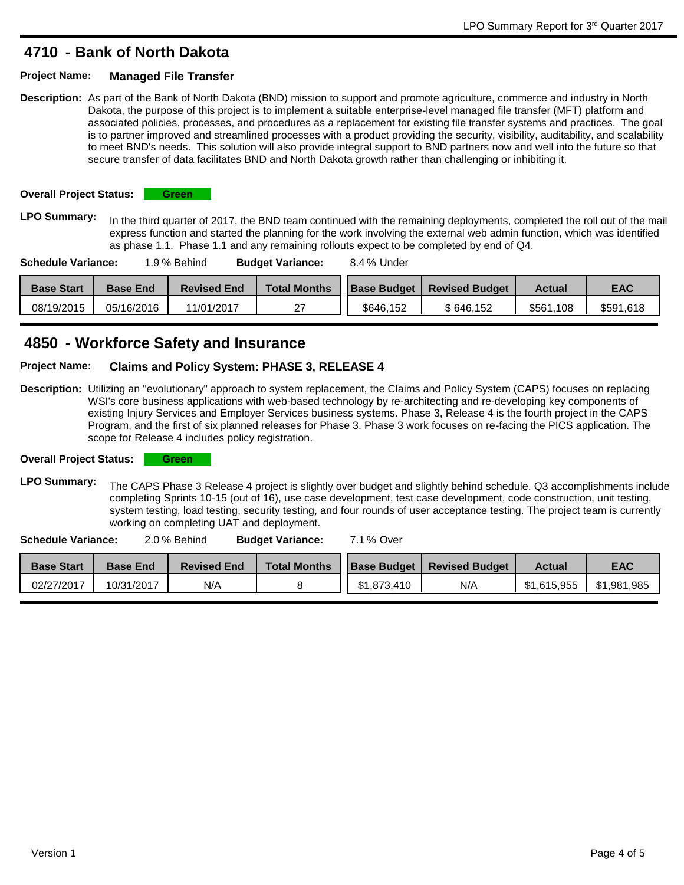## 4710 - Bank of North Dakota

**Project Name:** **Managed File Transfer**

**Description:** As part of the Bank of North Dakota (BND) mission to support and promote agriculture, commerce and industry in North Dakota, the purpose of this project is to implement a suitable enterprise-level managed file transfer (MFT) platform and associated policies, processes, and procedures as a replacement for existing file transfer systems and practices. The goal is to partner improved and streamlined processes with a product providing the security, visibility, auditability, and scalability to meet BND's needs. This solution will also provide integral support to BND partners now and well into the future so that secure transfer of data facilitates BND and North Dakota growth rather than challenging or inhibiting it.

**Overall Project Status:** Green

**LPO Summary:** In the third quarter of 2017, the BND team continued with the remaining deployments, completed the roll out of the mail express function and started the planning for the work involving the external web admin function, which was identified as phase 1.1. Phase 1.1 and any remaining rollouts expect to be completed by end of Q4.

**Schedule Variance:** 1.9 % Behind **Budget Variance:** 8.4 % Under

| Base Start | Base End | Revised End | Total Months | Base Budget | Revised Budget | Actual | EAC |
|---|---|---|---|---|---|---|---|
| 08/19/2015 | 05/16/2016 | 11/01/2017 | 27 | $646,152 | $ 646,152 | $561,108 | $591,618 |

## 4850 - Workforce Safety and Insurance

**Project Name:** **Claims and Policy System: PHASE 3, RELEASE 4**

**Description:** Utilizing an "evolutionary" approach to system replacement, the Claims and Policy System (CAPS) focuses on replacing WSI's core business applications with web-based technology by re-architecting and re-developing key components of existing Injury Services and Employer Services business systems. Phase 3, Release 4 is the fourth project in the CAPS Program, and the first of six planned releases for Phase 3. Phase 3 work focuses on re-facing the PICS application. The scope for Release 4 includes policy registration.

**Overall Project Status:** Green

**LPO Summary:** The CAPS Phase 3 Release 4 project is slightly over budget and slightly behind schedule. Q3 accomplishments include completing Sprints 10-15 (out of 16), use case development, test case development, code construction, unit testing, system testing, load testing, security testing, and four rounds of user acceptance testing. The project team is currently working on completing UAT and deployment.

**Schedule Variance:** 2.0 % Behind **Budget Variance:** 7.1 % Over

| Base Start | Base End | Revised End | Total Months | Base Budget | Revised Budget | Actual | EAC |
|---|---|---|---|---|---|---|---|
| 02/27/2017 | 10/31/2017 | N/A | 8 | $1,873,410 | N/A | $1,615,955 | $1,981,985 |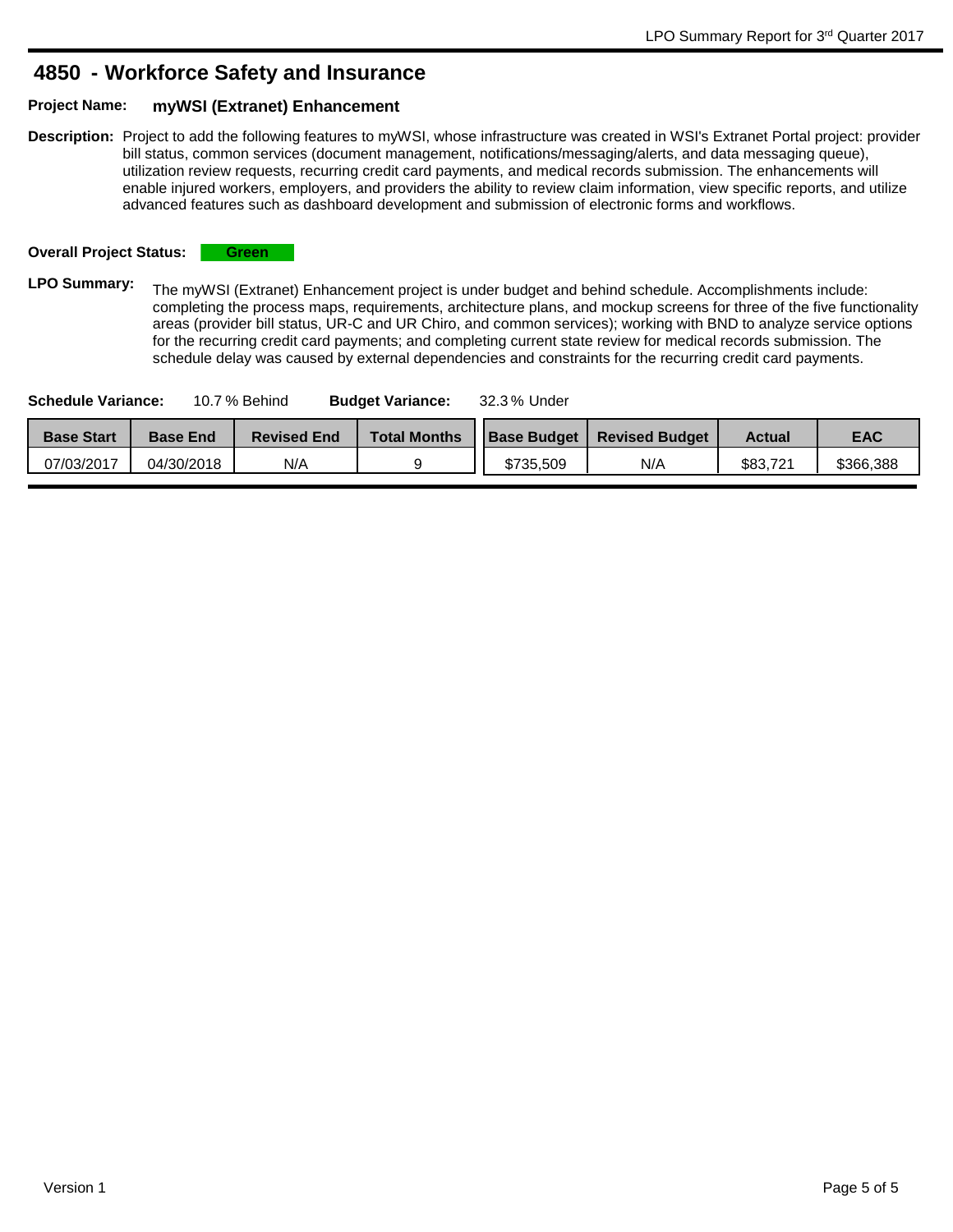# 4850 - Workforce Safety and Insurance

**Project Name:** **myWSI (Extranet) Enhancement**

**Description:** Project to add the following features to myWSI, whose infrastructure was created in WSI's Extranet Portal project: provider bill status, common services (document management, notifications/messaging/alerts, and data messaging queue), utilization review requests, recurring credit card payments, and medical records submission. The enhancements will enable injured workers, employers, and providers the ability to review claim information, view specific reports, and utilize advanced features such as dashboard development and submission of electronic forms and workflows.

**Overall Project Status:** Green

**LPO Summary:** The myWSI (Extranet) Enhancement project is under budget and behind schedule. Accomplishments include: completing the process maps, requirements, architecture plans, and mockup screens for three of the five functionality areas (provider bill status, UR-C and UR Chiro, and common services); working with BND to analyze service options for the recurring credit card payments; and completing current state review for medical records submission. The schedule delay was caused by external dependencies and constraints for the recurring credit card payments.

**Schedule Variance:** 10.7 % Behind **Budget Variance:** 32.3 % Under

| Base Start | Base End | Revised End | Total Months | Base Budget | Revised Budget | Actual | EAC |
|---|---|---|---|---|---|---|---|
| 07/03/2017 | 04/30/2018 | N/A | 9 | $735,509 | N/A | $83,721 | $366,388 |